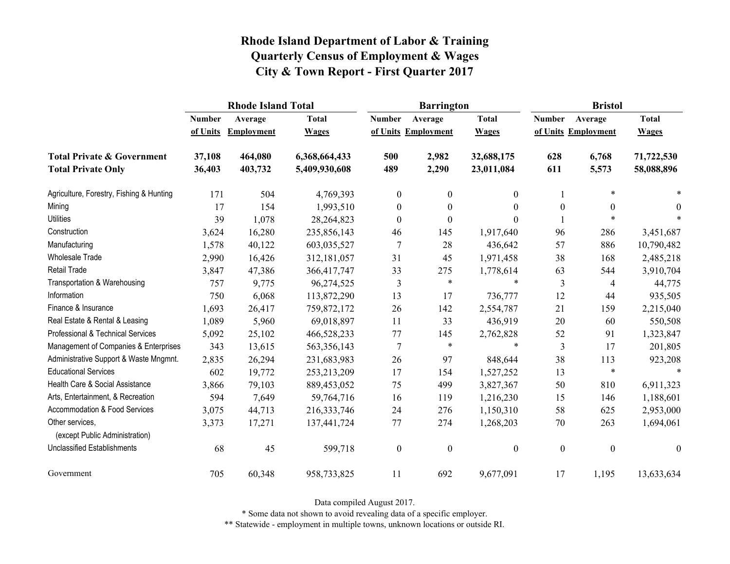# Rhode Island Department of Labor & Training
## Quarterly Census of Employment & Wages
## City & Town Report - First Quarter 2017

| | Rhode Island Total | | | Barrington | | | Bristol | | |
|---|---|---|---|---|---|---|---|---|---|
| | Number of Units | Average Employment | Total Wages | Number of Units | Average Employment | Total Wages | Number of Units | Average Employment | Total Wages |
| **Total Private & Government** | **37,108** | **464,080** | **6,368,664,433** | **500** | **2,982** | **32,688,175** | **628** | **6,768** | **71,722,530** |
| **Total Private Only** | **36,403** | **403,732** | **5,409,930,608** | **489** | **2,290** | **23,011,084** | **611** | **5,573** | **58,088,896** |
| Agriculture, Forestry, Fishing & Hunting | 171 | 504 | 4,769,393 | 0 | 0 | 0 | 1 | * | * |
| Mining | 17 | 154 | 1,993,510 | 0 | 0 | 0 | 0 | 0 | 0 |
| Utilities | 39 | 1,078 | 28,264,823 | 0 | 0 | 0 | 1 | * | * |
| Construction | 3,624 | 16,280 | 235,856,143 | 46 | 145 | 1,917,640 | 96 | 286 | 3,451,687 |
| Manufacturing | 1,578 | 40,122 | 603,035,527 | 7 | 28 | 436,642 | 57 | 886 | 10,790,482 |
| Wholesale Trade | 2,990 | 16,426 | 312,181,057 | 31 | 45 | 1,971,458 | 38 | 168 | 2,485,218 |
| Retail Trade | 3,847 | 47,386 | 366,417,747 | 33 | 275 | 1,778,614 | 63 | 544 | 3,910,704 |
| Transportation & Warehousing | 757 | 9,775 | 96,274,525 | 3 | * | * | 3 | 4 | 44,775 |
| Information | 750 | 6,068 | 113,872,290 | 13 | 17 | 736,777 | 12 | 44 | 935,505 |
| Finance & Insurance | 1,693 | 26,417 | 759,872,172 | 26 | 142 | 2,554,787 | 21 | 159 | 2,215,040 |
| Real Estate & Rental & Leasing | 1,089 | 5,960 | 69,018,897 | 11 | 33 | 436,919 | 20 | 60 | 550,508 |
| Professional & Technical Services | 5,092 | 25,102 | 466,528,233 | 77 | 145 | 2,762,828 | 52 | 91 | 1,323,847 |
| Management of Companies & Enterprises | 343 | 13,615 | 563,356,143 | 7 | * | * | 3 | 17 | 201,805 |
| Administrative Support & Waste Mngmnt. | 2,835 | 26,294 | 231,683,983 | 26 | 97 | 848,644 | 38 | 113 | 923,208 |
| Educational Services | 602 | 19,772 | 253,213,209 | 17 | 154 | 1,527,252 | 13 | * | * |
| Health Care & Social Assistance | 3,866 | 79,103 | 889,453,052 | 75 | 499 | 3,827,367 | 50 | 810 | 6,911,323 |
| Arts, Entertainment, & Recreation | 594 | 7,649 | 59,764,716 | 16 | 119 | 1,216,230 | 15 | 146 | 1,188,601 |
| Accommodation & Food Services | 3,075 | 44,713 | 216,333,746 | 24 | 276 | 1,150,310 | 58 | 625 | 2,953,000 |
| Other services, (except Public Administration) | 3,373 | 17,271 | 137,441,724 | 77 | 274 | 1,268,203 | 70 | 263 | 1,694,061 |
| Unclassified Establishments | 68 | 45 | 599,718 | 0 | 0 | 0 | 0 | 0 | 0 |
| Government | 705 | 60,348 | 958,733,825 | 11 | 692 | 9,677,091 | 17 | 1,195 | 13,633,634 |

Data compiled August 2017.

* Some data not shown to avoid revealing data of a specific employer.

** Statewide - employment in multiple towns, unknown locations or outside RI.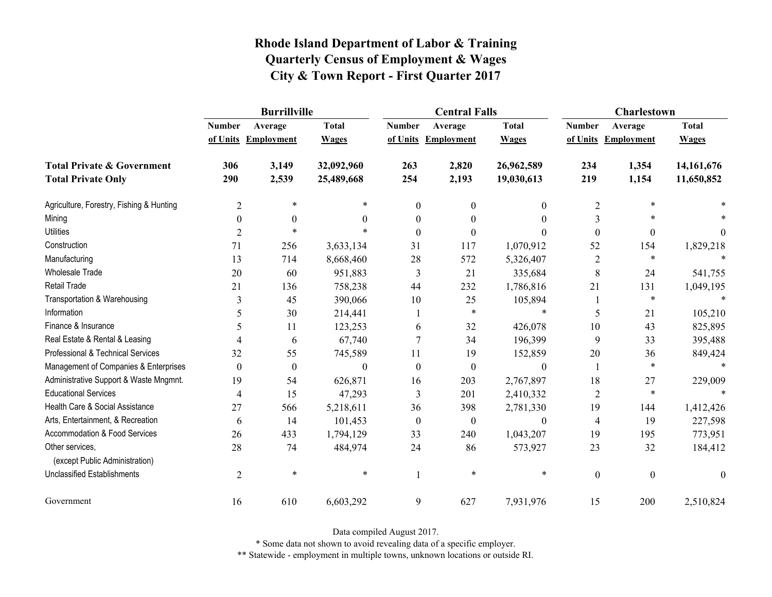# Rhode Island Department of Labor & Training
## Quarterly Census of Employment & Wages
## City & Town Report - First Quarter 2017

| | Burrillville | | | Central Falls | | | Charlestown | | |
|---|---|---|---|---|---|---|---|---|---|
| | Number of Units | Average Employment | Total Wages | Number of Units | Average Employment | Total Wages | Number of Units | Average Employment | Total Wages |
| **Total Private & Government** | **306** | **3,149** | **32,092,960** | **263** | **2,820** | **26,962,589** | **234** | **1,354** | **14,161,676** |
| **Total Private Only** | **290** | **2,539** | **25,489,668** | **254** | **2,193** | **19,030,613** | **219** | **1,154** | **11,650,852** |
| Agriculture, Forestry, Fishing & Hunting | 2 | * | * | 0 | 0 | 0 | 2 | * | * |
| Mining | 0 | 0 | 0 | 0 | 0 | 0 | 3 | * | * |
| Utilities | 2 | * | * | 0 | 0 | 0 | 0 | 0 | 0 |
| Construction | 71 | 256 | 3,633,134 | 31 | 117 | 1,070,912 | 52 | 154 | 1,829,218 |
| Manufacturing | 13 | 714 | 8,668,460 | 28 | 572 | 5,326,407 | 2 | * | * |
| Wholesale Trade | 20 | 60 | 951,883 | 3 | 21 | 335,684 | 8 | 24 | 541,755 |
| Retail Trade | 21 | 136 | 758,238 | 44 | 232 | 1,786,816 | 21 | 131 | 1,049,195 |
| Transportation & Warehousing | 3 | 45 | 390,066 | 10 | 25 | 105,894 | 1 | * | * |
| Information | 5 | 30 | 214,441 | 1 | * | * | 5 | 21 | 105,210 |
| Finance & Insurance | 5 | 11 | 123,253 | 6 | 32 | 426,078 | 10 | 43 | 825,895 |
| Real Estate & Rental & Leasing | 4 | 6 | 67,740 | 7 | 34 | 196,399 | 9 | 33 | 395,488 |
| Professional & Technical Services | 32 | 55 | 745,589 | 11 | 19 | 152,859 | 20 | 36 | 849,424 |
| Management of Companies & Enterprises | 0 | 0 | 0 | 0 | 0 | 0 | 1 | * | * |
| Administrative Support & Waste Mngmnt. | 19 | 54 | 626,871 | 16 | 203 | 2,767,897 | 18 | 27 | 229,009 |
| Educational Services | 4 | 15 | 47,293 | 3 | 201 | 2,410,332 | 2 | * | * |
| Health Care & Social Assistance | 27 | 566 | 5,218,611 | 36 | 398 | 2,781,330 | 19 | 144 | 1,412,426 |
| Arts, Entertainment, & Recreation | 6 | 14 | 101,453 | 0 | 0 | 0 | 4 | 19 | 227,598 |
| Accommodation & Food Services | 26 | 433 | 1,794,129 | 33 | 240 | 1,043,207 | 19 | 195 | 773,951 |
| Other services, (except Public Administration) | 28 | 74 | 484,974 | 24 | 86 | 573,927 | 23 | 32 | 184,412 |
| Unclassified Establishments | 2 | * | * | 1 | * | * | 0 | 0 | 0 |
| Government | 16 | 610 | 6,603,292 | 9 | 627 | 7,931,976 | 15 | 200 | 2,510,824 |

Data compiled August 2017.

* Some data not shown to avoid revealing data of a specific employer.

** Statewide - employment in multiple towns, unknown locations or outside RI.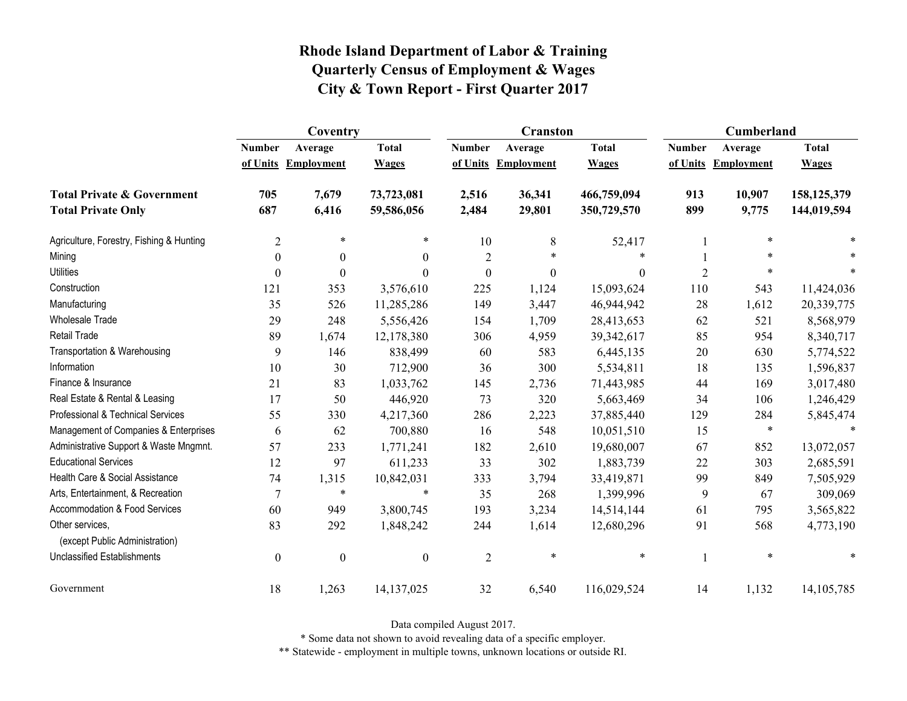# Rhode Island Department of Labor & Training
# Quarterly Census of Employment & Wages
# City & Town Report - First Quarter 2017

| | Coventry | | | Cranston | | | Cumberland | | |
|---|---|---|---|---|---|---|---|---|---|
| | Number of Units | Average Employment | Total Wages | Number of Units | Average Employment | Total Wages | Number of Units | Average Employment | Total Wages |
| **Total Private & Government** | **705** | **7,679** | **73,723,081** | **2,516** | **36,341** | **466,759,094** | **913** | **10,907** | **158,125,379** |
| **Total Private Only** | **687** | **6,416** | **59,586,056** | **2,484** | **29,801** | **350,729,570** | **899** | **9,775** | **144,019,594** |
| Agriculture, Forestry, Fishing & Hunting | 2 | * | * | 10 | 8 | 52,417 | 1 | * | * |
| Mining | 0 | 0 | 0 | 2 | * | * | 1 | * | * |
| Utilities | 0 | 0 | 0 | 0 | 0 | 0 | 2 | * | * |
| Construction | 121 | 353 | 3,576,610 | 225 | 1,124 | 15,093,624 | 110 | 543 | 11,424,036 |
| Manufacturing | 35 | 526 | 11,285,286 | 149 | 3,447 | 46,944,942 | 28 | 1,612 | 20,339,775 |
| Wholesale Trade | 29 | 248 | 5,556,426 | 154 | 1,709 | 28,413,653 | 62 | 521 | 8,568,979 |
| Retail Trade | 89 | 1,674 | 12,178,380 | 306 | 4,959 | 39,342,617 | 85 | 954 | 8,340,717 |
| Transportation & Warehousing | 9 | 146 | 838,499 | 60 | 583 | 6,445,135 | 20 | 630 | 5,774,522 |
| Information | 10 | 30 | 712,900 | 36 | 300 | 5,534,811 | 18 | 135 | 1,596,837 |
| Finance & Insurance | 21 | 83 | 1,033,762 | 145 | 2,736 | 71,443,985 | 44 | 169 | 3,017,480 |
| Real Estate & Rental & Leasing | 17 | 50 | 446,920 | 73 | 320 | 5,663,469 | 34 | 106 | 1,246,429 |
| Professional & Technical Services | 55 | 330 | 4,217,360 | 286 | 2,223 | 37,885,440 | 129 | 284 | 5,845,474 |
| Management of Companies & Enterprises | 6 | 62 | 700,880 | 16 | 548 | 10,051,510 | 15 | * | * |
| Administrative Support & Waste Mngmnt. | 57 | 233 | 1,771,241 | 182 | 2,610 | 19,680,007 | 67 | 852 | 13,072,057 |
| Educational Services | 12 | 97 | 611,233 | 33 | 302 | 1,883,739 | 22 | 303 | 2,685,591 |
| Health Care & Social Assistance | 74 | 1,315 | 10,842,031 | 333 | 3,794 | 33,419,871 | 99 | 849 | 7,505,929 |
| Arts, Entertainment, & Recreation | 7 | * | * | 35 | 268 | 1,399,996 | 9 | 67 | 309,069 |
| Accommodation & Food Services | 60 | 949 | 3,800,745 | 193 | 3,234 | 14,514,144 | 61 | 795 | 3,565,822 |
| Other services, (except Public Administration) | 83 | 292 | 1,848,242 | 244 | 1,614 | 12,680,296 | 91 | 568 | 4,773,190 |
| Unclassified Establishments | 0 | 0 | 0 | 2 | * | * | 1 | * | * |
| Government | 18 | 1,263 | 14,137,025 | 32 | 6,540 | 116,029,524 | 14 | 1,132 | 14,105,785 |

Data compiled August 2017.

* Some data not shown to avoid revealing data of a specific employer.

** Statewide - employment in multiple towns, unknown locations or outside RI.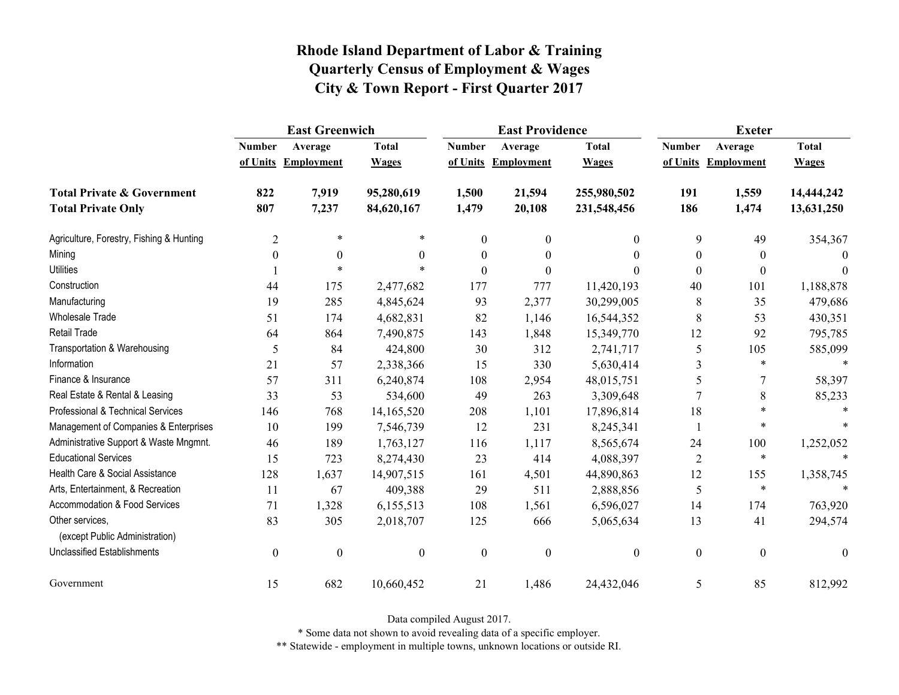# Rhode Island Department of Labor & Training
# Quarterly Census of Employment & Wages
# City & Town Report - First Quarter 2017

| | East Greenwich | | | East Providence | | | Exeter | | |
|---|---|---|---|---|---|---|---|---|---|
| | Number of Units | Average Employment | Total Wages | Number of Units | Average Employment | Total Wages | Number of Units | Average Employment | Total Wages |
| **Total Private & Government** | **822** | **7,919** | **95,280,619** | **1,500** | **21,594** | **255,980,502** | **191** | **1,559** | **14,444,242** |
| **Total Private Only** | **807** | **7,237** | **84,620,167** | **1,479** | **20,108** | **231,548,456** | **186** | **1,474** | **13,631,250** |
| Agriculture, Forestry, Fishing & Hunting | 2 | * | * | 0 | 0 | 0 | 9 | 49 | 354,367 |
| Mining | 0 | 0 | 0 | 0 | 0 | 0 | 0 | 0 | 0 |
| Utilities | 1 | * | * | 0 | 0 | 0 | 0 | 0 | 0 |
| Construction | 44 | 175 | 2,477,682 | 177 | 777 | 11,420,193 | 40 | 101 | 1,188,878 |
| Manufacturing | 19 | 285 | 4,845,624 | 93 | 2,377 | 30,299,005 | 8 | 35 | 479,686 |
| Wholesale Trade | 51 | 174 | 4,682,831 | 82 | 1,146 | 16,544,352 | 8 | 53 | 430,351 |
| Retail Trade | 64 | 864 | 7,490,875 | 143 | 1,848 | 15,349,770 | 12 | 92 | 795,785 |
| Transportation & Warehousing | 5 | 84 | 424,800 | 30 | 312 | 2,741,717 | 5 | 105 | 585,099 |
| Information | 21 | 57 | 2,338,366 | 15 | 330 | 5,630,414 | 3 | * | * |
| Finance & Insurance | 57 | 311 | 6,240,874 | 108 | 2,954 | 48,015,751 | 5 | 7 | 58,397 |
| Real Estate & Rental & Leasing | 33 | 53 | 534,600 | 49 | 263 | 3,309,648 | 7 | 8 | 85,233 |
| Professional & Technical Services | 146 | 768 | 14,165,520 | 208 | 1,101 | 17,896,814 | 18 | * | * |
| Management of Companies & Enterprises | 10 | 199 | 7,546,739 | 12 | 231 | 8,245,341 | 1 | * | * |
| Administrative Support & Waste Mngmnt. | 46 | 189 | 1,763,127 | 116 | 1,117 | 8,565,674 | 24 | 100 | 1,252,052 |
| Educational Services | 15 | 723 | 8,274,430 | 23 | 414 | 4,088,397 | 2 | * | * |
| Health Care & Social Assistance | 128 | 1,637 | 14,907,515 | 161 | 4,501 | 44,890,863 | 12 | 155 | 1,358,745 |
| Arts, Entertainment, & Recreation | 11 | 67 | 409,388 | 29 | 511 | 2,888,856 | 5 | * | * |
| Accommodation & Food Services | 71 | 1,328 | 6,155,513 | 108 | 1,561 | 6,596,027 | 14 | 174 | 763,920 |
| Other services, (except Public Administration) | 83 | 305 | 2,018,707 | 125 | 666 | 5,065,634 | 13 | 41 | 294,574 |
| Unclassified Establishments | 0 | 0 | 0 | 0 | 0 | 0 | 0 | 0 | 0 |
| Government | 15 | 682 | 10,660,452 | 21 | 1,486 | 24,432,046 | 5 | 85 | 812,992 |

Data compiled August 2017.

* Some data not shown to avoid revealing data of a specific employer.

** Statewide - employment in multiple towns, unknown locations or outside RI.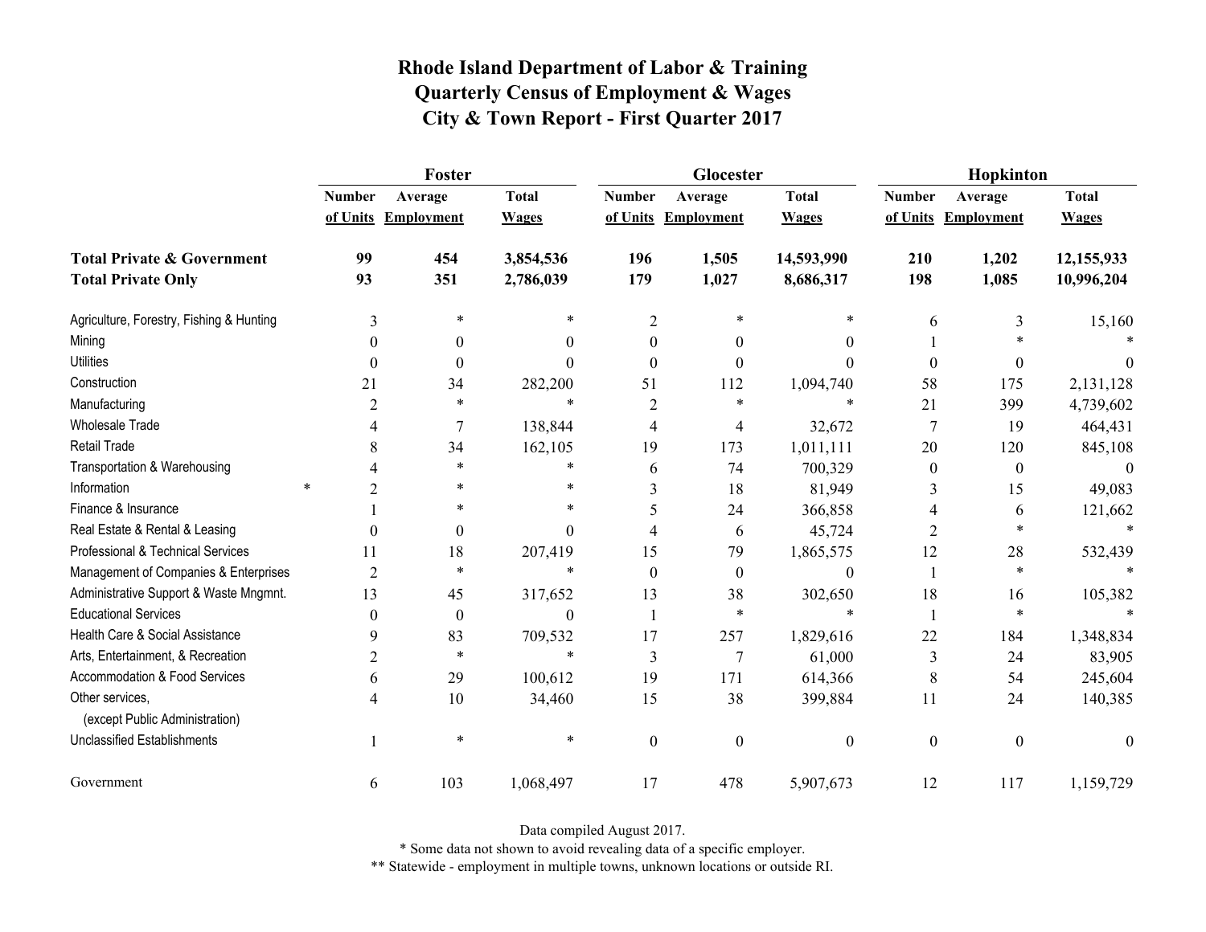# Rhode Island Department of Labor & Training
## Quarterly Census of Employment & Wages
## City & Town Report - First Quarter 2017

| | Foster | | | Glocester | | | Hopkinton | | |
|---|---|---|---|---|---|---|---|---|---|
| | Number of Units | Average Employment | Total Wages | Number of Units | Average Employment | Total Wages | Number of Units | Average Employment | Total Wages |
| **Total Private & Government** | **99** | **454** | **3,854,536** | **196** | **1,505** | **14,593,990** | **210** | **1,202** | **12,155,933** |
| **Total Private Only** | **93** | **351** | **2,786,039** | **179** | **1,027** | **8,686,317** | **198** | **1,085** | **10,996,204** |
| Agriculture, Forestry, Fishing & Hunting | 3 | * | * | 2 | * | * | 6 | 3 | 15,160 |
| Mining | 0 | 0 | 0 | 0 | 0 | 0 | 1 | * | * |
| Utilities | 0 | 0 | 0 | 0 | 0 | 0 | 0 | 0 | 0 |
| Construction | 21 | 34 | 282,200 | 51 | 112 | 1,094,740 | 58 | 175 | 2,131,128 |
| Manufacturing | 2 | * | * | 2 | * | * | 21 | 399 | 4,739,602 |
| Wholesale Trade | 4 | 7 | 138,844 | 4 | 4 | 32,672 | 7 | 19 | 464,431 |
| Retail Trade | 8 | 34 | 162,105 | 19 | 173 | 1,011,111 | 20 | 120 | 845,108 |
| Transportation & Warehousing | 4 | * | * | 6 | 74 | 700,329 | 0 | 0 | 0 |
| Information * | 2 | * | * | 3 | 18 | 81,949 | 3 | 15 | 49,083 |
| Finance & Insurance | 1 | * | * | 5 | 24 | 366,858 | 4 | 6 | 121,662 |
| Real Estate & Rental & Leasing | 0 | 0 | 0 | 4 | 6 | 45,724 | 2 | * | * |
| Professional & Technical Services | 11 | 18 | 207,419 | 15 | 79 | 1,865,575 | 12 | 28 | 532,439 |
| Management of Companies & Enterprises | 2 | * | * | 0 | 0 | 0 | 1 | * | * |
| Administrative Support & Waste Mngmnt. | 13 | 45 | 317,652 | 13 | 38 | 302,650 | 18 | 16 | 105,382 |
| Educational Services | 0 | 0 | 0 | 1 | * | * | 1 | * | * |
| Health Care & Social Assistance | 9 | 83 | 709,532 | 17 | 257 | 1,829,616 | 22 | 184 | 1,348,834 |
| Arts, Entertainment, & Recreation | 2 | * | * | 3 | 7 | 61,000 | 3 | 24 | 83,905 |
| Accommodation & Food Services | 6 | 29 | 100,612 | 19 | 171 | 614,366 | 8 | 54 | 245,604 |
| Other services, (except Public Administration) | 4 | 10 | 34,460 | 15 | 38 | 399,884 | 11 | 24 | 140,385 |
| Unclassified Establishments | 1 | * | * | 0 | 0 | 0 | 0 | 0 | 0 |
| Government | 6 | 103 | 1,068,497 | 17 | 478 | 5,907,673 | 12 | 117 | 1,159,729 |

Data compiled August 2017.

* Some data not shown to avoid revealing data of a specific employer.

** Statewide - employment in multiple towns, unknown locations or outside RI.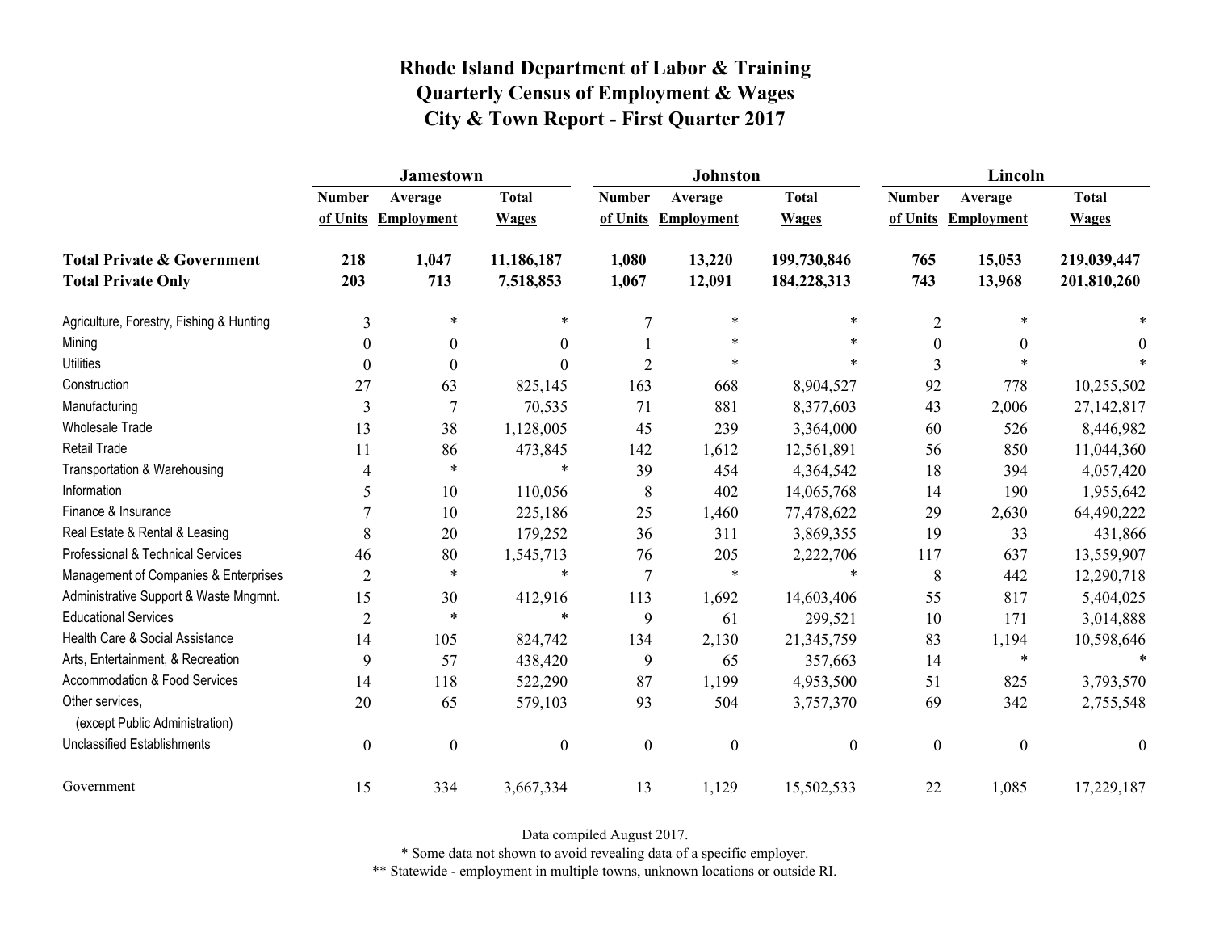# Rhode Island Department of Labor & Training
# Quarterly Census of Employment & Wages
# City & Town Report - First Quarter 2017

| | Jamestown | | | Johnston | | | Lincoln | | |
|---|---|---|---|---|---|---|---|---|---|
| | Number of Units | Average Employment | Total Wages | Number of Units | Average Employment | Total Wages | Number of Units | Average Employment | Total Wages |
| **Total Private & Government** | **218** | **1,047** | **11,186,187** | **1,080** | **13,220** | **199,730,846** | **765** | **15,053** | **219,039,447** |
| **Total Private Only** | **203** | **713** | **7,518,853** | **1,067** | **12,091** | **184,228,313** | **743** | **13,968** | **201,810,260** |
| Agriculture, Forestry, Fishing & Hunting | 3 | * | * | 7 | * | * | 2 | * | * |
| Mining | 0 | 0 | 0 | 1 | * | * | 0 | 0 | 0 |
| Utilities | 0 | 0 | 0 | 2 | * | * | 3 | * | * |
| Construction | 27 | 63 | 825,145 | 163 | 668 | 8,904,527 | 92 | 778 | 10,255,502 |
| Manufacturing | 3 | 7 | 70,535 | 71 | 881 | 8,377,603 | 43 | 2,006 | 27,142,817 |
| Wholesale Trade | 13 | 38 | 1,128,005 | 45 | 239 | 3,364,000 | 60 | 526 | 8,446,982 |
| Retail Trade | 11 | 86 | 473,845 | 142 | 1,612 | 12,561,891 | 56 | 850 | 11,044,360 |
| Transportation & Warehousing | 4 | * | * | 39 | 454 | 4,364,542 | 18 | 394 | 4,057,420 |
| Information | 5 | 10 | 110,056 | 8 | 402 | 14,065,768 | 14 | 190 | 1,955,642 |
| Finance & Insurance | 7 | 10 | 225,186 | 25 | 1,460 | 77,478,622 | 29 | 2,630 | 64,490,222 |
| Real Estate & Rental & Leasing | 8 | 20 | 179,252 | 36 | 311 | 3,869,355 | 19 | 33 | 431,866 |
| Professional & Technical Services | 46 | 80 | 1,545,713 | 76 | 205 | 2,222,706 | 117 | 637 | 13,559,907 |
| Management of Companies & Enterprises | 2 | * | * | 7 | * | * | 8 | 442 | 12,290,718 |
| Administrative Support & Waste Mngmnt. | 15 | 30 | 412,916 | 113 | 1,692 | 14,603,406 | 55 | 817 | 5,404,025 |
| Educational Services | 2 | * | * | 9 | 61 | 299,521 | 10 | 171 | 3,014,888 |
| Health Care & Social Assistance | 14 | 105 | 824,742 | 134 | 2,130 | 21,345,759 | 83 | 1,194 | 10,598,646 |
| Arts, Entertainment, & Recreation | 9 | 57 | 438,420 | 9 | 65 | 357,663 | 14 | * | * |
| Accommodation & Food Services | 14 | 118 | 522,290 | 87 | 1,199 | 4,953,500 | 51 | 825 | 3,793,570 |
| Other services, (except Public Administration) | 20 | 65 | 579,103 | 93 | 504 | 3,757,370 | 69 | 342 | 2,755,548 |
| Unclassified Establishments | 0 | 0 | 0 | 0 | 0 | 0 | 0 | 0 | 0 |
| Government | 15 | 334 | 3,667,334 | 13 | 1,129 | 15,502,533 | 22 | 1,085 | 17,229,187 |

Data compiled August 2017.

* Some data not shown to avoid revealing data of a specific employer.

** Statewide - employment in multiple towns, unknown locations or outside RI.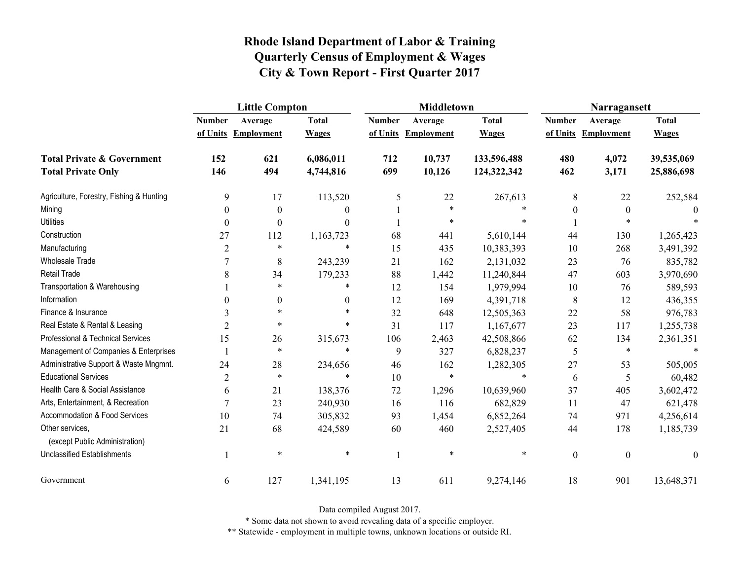# Rhode Island Department of Labor & Training
## Quarterly Census of Employment & Wages
## City & Town Report - First Quarter 2017

| | Little Compton | | | Middletown | | | Narragansett | | |
|---|---|---|---|---|---|---|---|---|---|
| | Number of Units | Average Employment | Total Wages | Number of Units | Average Employment | Total Wages | Number of Units | Average Employment | Total Wages |
| **Total Private & Government** | **152** | **621** | **6,086,011** | **712** | **10,737** | **133,596,488** | **480** | **4,072** | **39,535,069** |
| **Total Private Only** | **146** | **494** | **4,744,816** | **699** | **10,126** | **124,322,342** | **462** | **3,171** | **25,886,698** |
| Agriculture, Forestry, Fishing & Hunting | 9 | 17 | 113,520 | 5 | 22 | 267,613 | 8 | 22 | 252,584 |
| Mining | 0 | 0 | 0 | 1 | * | * | 0 | 0 | 0 |
| Utilities | 0 | 0 | 0 | 1 | * | * | 1 | * | * |
| Construction | 27 | 112 | 1,163,723 | 68 | 441 | 5,610,144 | 44 | 130 | 1,265,423 |
| Manufacturing | 2 | * | * | 15 | 435 | 10,383,393 | 10 | 268 | 3,491,392 |
| Wholesale Trade | 7 | 8 | 243,239 | 21 | 162 | 2,131,032 | 23 | 76 | 835,782 |
| Retail Trade | 8 | 34 | 179,233 | 88 | 1,442 | 11,240,844 | 47 | 603 | 3,970,690 |
| Transportation & Warehousing | 1 | * | * | 12 | 154 | 1,979,994 | 10 | 76 | 589,593 |
| Information | 0 | 0 | 0 | 12 | 169 | 4,391,718 | 8 | 12 | 436,355 |
| Finance & Insurance | 3 | * | * | 32 | 648 | 12,505,363 | 22 | 58 | 976,783 |
| Real Estate & Rental & Leasing | 2 | * | * | 31 | 117 | 1,167,677 | 23 | 117 | 1,255,738 |
| Professional & Technical Services | 15 | 26 | 315,673 | 106 | 2,463 | 42,508,866 | 62 | 134 | 2,361,351 |
| Management of Companies & Enterprises | 1 | * | * | 9 | 327 | 6,828,237 | 5 | * | * |
| Administrative Support & Waste Mngmnt. | 24 | 28 | 234,656 | 46 | 162 | 1,282,305 | 27 | 53 | 505,005 |
| Educational Services | 2 | * | * | 10 | * | * | 6 | 5 | 60,482 |
| Health Care & Social Assistance | 6 | 21 | 138,376 | 72 | 1,296 | 10,639,960 | 37 | 405 | 3,602,472 |
| Arts, Entertainment, & Recreation | 7 | 23 | 240,930 | 16 | 116 | 682,829 | 11 | 47 | 621,478 |
| Accommodation & Food Services | 10 | 74 | 305,832 | 93 | 1,454 | 6,852,264 | 74 | 971 | 4,256,614 |
| Other services, (except Public Administration) | 21 | 68 | 424,589 | 60 | 460 | 2,527,405 | 44 | 178 | 1,185,739 |
| Unclassified Establishments | 1 | * | * | 1 | * | * | 0 | 0 | 0 |
| Government | 6 | 127 | 1,341,195 | 13 | 611 | 9,274,146 | 18 | 901 | 13,648,371 |

Data compiled August 2017.

* Some data not shown to avoid revealing data of a specific employer.

** Statewide - employment in multiple towns, unknown locations or outside RI.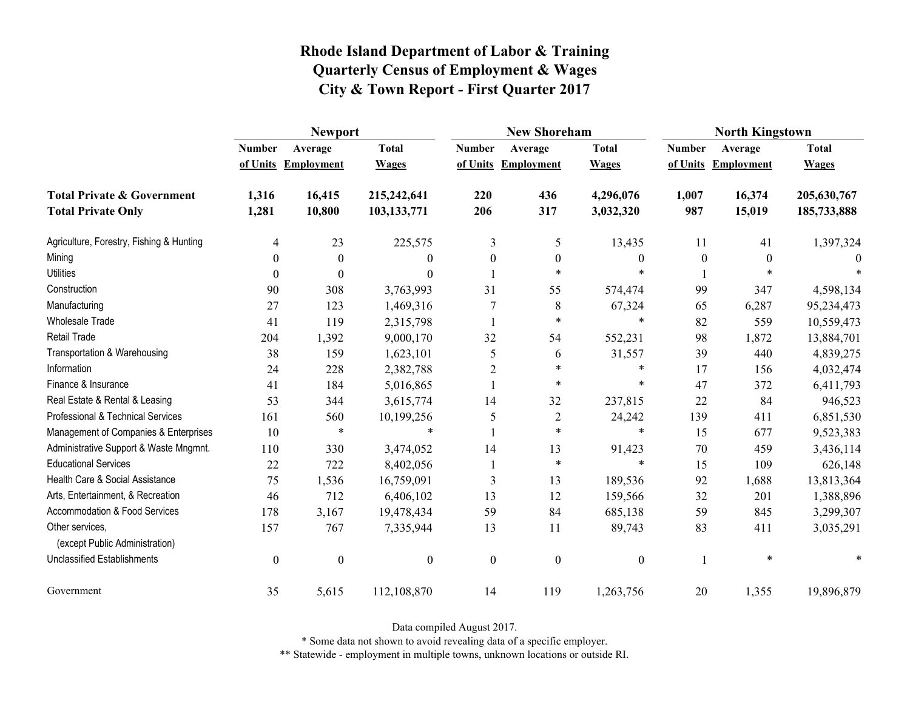# Rhode Island Department of Labor & Training
## Quarterly Census of Employment & Wages
## City & Town Report - First Quarter 2017

| | Newport | | | New Shoreham | | | North Kingstown | | |
|---|---|---|---|---|---|---|---|---|---|
| | Number of Units | Average Employment | Total Wages | Number of Units | Average Employment | Total Wages | Number of Units | Average Employment | Total Wages |
| **Total Private & Government** | **1,316** | **16,415** | **215,242,641** | **220** | **436** | **4,296,076** | **1,007** | **16,374** | **205,630,767** |
| **Total Private Only** | **1,281** | **10,800** | **103,133,771** | **206** | **317** | **3,032,320** | **987** | **15,019** | **185,733,888** |
| Agriculture, Forestry, Fishing & Hunting | 4 | 23 | 225,575 | 3 | 5 | 13,435 | 11 | 41 | 1,397,324 |
| Mining | 0 | 0 | 0 | 0 | 0 | 0 | 0 | 0 | 0 |
| Utilities | 0 | 0 | 0 | 1 | * | * | 1 | * | * |
| Construction | 90 | 308 | 3,763,993 | 31 | 55 | 574,474 | 99 | 347 | 4,598,134 |
| Manufacturing | 27 | 123 | 1,469,316 | 7 | 8 | 67,324 | 65 | 6,287 | 95,234,473 |
| Wholesale Trade | 41 | 119 | 2,315,798 | 1 | * | * | 82 | 559 | 10,559,473 |
| Retail Trade | 204 | 1,392 | 9,000,170 | 32 | 54 | 552,231 | 98 | 1,872 | 13,884,701 |
| Transportation & Warehousing | 38 | 159 | 1,623,101 | 5 | 6 | 31,557 | 39 | 440 | 4,839,275 |
| Information | 24 | 228 | 2,382,788 | 2 | * | * | 17 | 156 | 4,032,474 |
| Finance & Insurance | 41 | 184 | 5,016,865 | 1 | * | * | 47 | 372 | 6,411,793 |
| Real Estate & Rental & Leasing | 53 | 344 | 3,615,774 | 14 | 32 | 237,815 | 22 | 84 | 946,523 |
| Professional & Technical Services | 161 | 560 | 10,199,256 | 5 | 2 | 24,242 | 139 | 411 | 6,851,530 |
| Management of Companies & Enterprises | 10 | * | * | 1 | * | * | 15 | 677 | 9,523,383 |
| Administrative Support & Waste Mngmnt. | 110 | 330 | 3,474,052 | 14 | 13 | 91,423 | 70 | 459 | 3,436,114 |
| Educational Services | 22 | 722 | 8,402,056 | 1 | * | * | 15 | 109 | 626,148 |
| Health Care & Social Assistance | 75 | 1,536 | 16,759,091 | 3 | 13 | 189,536 | 92 | 1,688 | 13,813,364 |
| Arts, Entertainment, & Recreation | 46 | 712 | 6,406,102 | 13 | 12 | 159,566 | 32 | 201 | 1,388,896 |
| Accommodation & Food Services | 178 | 3,167 | 19,478,434 | 59 | 84 | 685,138 | 59 | 845 | 3,299,307 |
| Other services, (except Public Administration) | 157 | 767 | 7,335,944 | 13 | 11 | 89,743 | 83 | 411 | 3,035,291 |
| Unclassified Establishments | 0 | 0 | 0 | 0 | 0 | 0 | 1 | * | * |
| Government | 35 | 5,615 | 112,108,870 | 14 | 119 | 1,263,756 | 20 | 1,355 | 19,896,879 |

Data compiled August 2017.

\* Some data not shown to avoid revealing data of a specific employer.

\*\* Statewide - employment in multiple towns, unknown locations or outside RI.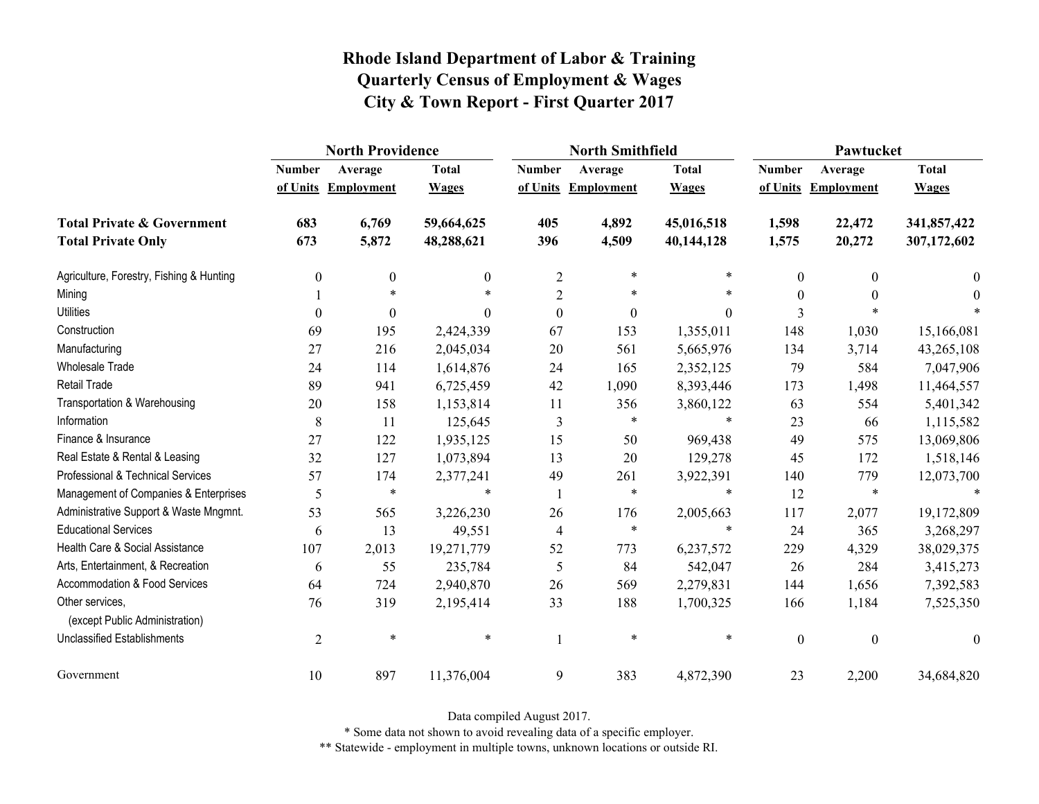# Rhode Island Department of Labor & Training
# Quarterly Census of Employment & Wages
# City & Town Report - First Quarter 2017

| | North Providence | | | North Smithfield | | | Pawtucket | | |
|---|---|---|---|---|---|---|---|---|---|
| | Number of Units | Average Employment | Total Wages | Number of Units | Average Employment | Total Wages | Number of Units | Average Employment | Total Wages |
| **Total Private & Government** | **683** | **6,769** | **59,664,625** | **405** | **4,892** | **45,016,518** | **1,598** | **22,472** | **341,857,422** |
| **Total Private Only** | **673** | **5,872** | **48,288,621** | **396** | **4,509** | **40,144,128** | **1,575** | **20,272** | **307,172,602** |
| Agriculture, Forestry, Fishing & Hunting | 0 | 0 | 0 | 2 | * | * | 0 | 0 | 0 |
| Mining | 1 | * | * | 2 | * | * | 0 | 0 | 0 |
| Utilities | 0 | 0 | 0 | 0 | 0 | 0 | 3 | * | * |
| Construction | 69 | 195 | 2,424,339 | 67 | 153 | 1,355,011 | 148 | 1,030 | 15,166,081 |
| Manufacturing | 27 | 216 | 2,045,034 | 20 | 561 | 5,665,976 | 134 | 3,714 | 43,265,108 |
| Wholesale Trade | 24 | 114 | 1,614,876 | 24 | 165 | 2,352,125 | 79 | 584 | 7,047,906 |
| Retail Trade | 89 | 941 | 6,725,459 | 42 | 1,090 | 8,393,446 | 173 | 1,498 | 11,464,557 |
| Transportation & Warehousing | 20 | 158 | 1,153,814 | 11 | 356 | 3,860,122 | 63 | 554 | 5,401,342 |
| Information | 8 | 11 | 125,645 | 3 | * | * | 23 | 66 | 1,115,582 |
| Finance & Insurance | 27 | 122 | 1,935,125 | 15 | 50 | 969,438 | 49 | 575 | 13,069,806 |
| Real Estate & Rental & Leasing | 32 | 127 | 1,073,894 | 13 | 20 | 129,278 | 45 | 172 | 1,518,146 |
| Professional & Technical Services | 57 | 174 | 2,377,241 | 49 | 261 | 3,922,391 | 140 | 779 | 12,073,700 |
| Management of Companies & Enterprises | 5 | * | * | 1 | * | * | 12 | * | * |
| Administrative Support & Waste Mngmnt. | 53 | 565 | 3,226,230 | 26 | 176 | 2,005,663 | 117 | 2,077 | 19,172,809 |
| Educational Services | 6 | 13 | 49,551 | 4 | * | * | 24 | 365 | 3,268,297 |
| Health Care & Social Assistance | 107 | 2,013 | 19,271,779 | 52 | 773 | 6,237,572 | 229 | 4,329 | 38,029,375 |
| Arts, Entertainment, & Recreation | 6 | 55 | 235,784 | 5 | 84 | 542,047 | 26 | 284 | 3,415,273 |
| Accommodation & Food Services | 64 | 724 | 2,940,870 | 26 | 569 | 2,279,831 | 144 | 1,656 | 7,392,583 |
| Other services, (except Public Administration) | 76 | 319 | 2,195,414 | 33 | 188 | 1,700,325 | 166 | 1,184 | 7,525,350 |
| Unclassified Establishments | 2 | * | * | 1 | * | * | 0 | 0 | 0 |
| Government | 10 | 897 | 11,376,004 | 9 | 383 | 4,872,390 | 23 | 2,200 | 34,684,820 |

Data compiled August 2017.

* Some data not shown to avoid revealing data of a specific employer.

** Statewide - employment in multiple towns, unknown locations or outside RI.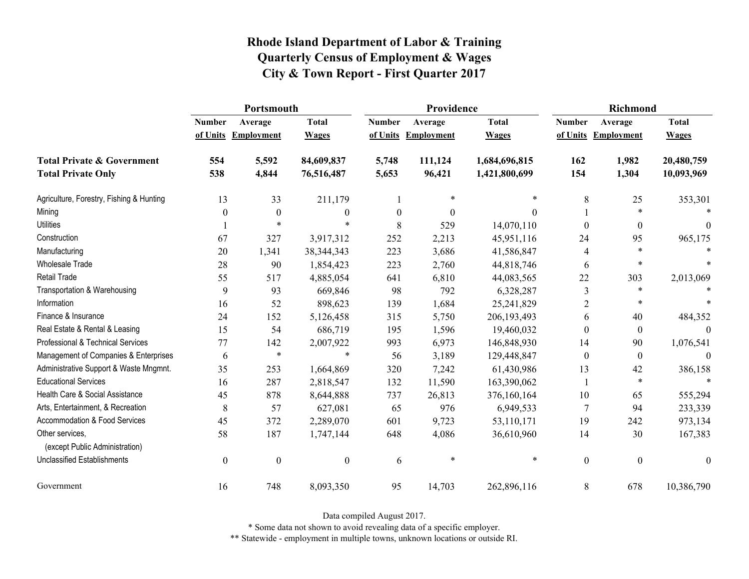# Rhode Island Department of Labor & Training
## Quarterly Census of Employment & Wages
## City & Town Report - First Quarter 2017

| | Portsmouth | | | Providence | | | Richmond | | |
|---|---|---|---|---|---|---|---|---|---|
| | Number of Units | Average Employment | Total Wages | Number of Units | Average Employment | Total Wages | Number of Units | Average Employment | Total Wages |
| **Total Private & Government** | **554** | **5,592** | **84,609,837** | **5,748** | **111,124** | **1,684,696,815** | **162** | **1,982** | **20,480,759** |
| **Total Private Only** | **538** | **4,844** | **76,516,487** | **5,653** | **96,421** | **1,421,800,699** | **154** | **1,304** | **10,093,969** |
| Agriculture, Forestry, Fishing & Hunting | 13 | 33 | 211,179 | 1 | * | * | 8 | 25 | 353,301 |
| Mining | 0 | 0 | 0 | 0 | 0 | 0 | 1 | * | * |
| Utilities | 1 | * | * | 8 | 529 | 14,070,110 | 0 | 0 | 0 |
| Construction | 67 | 327 | 3,917,312 | 252 | 2,213 | 45,951,116 | 24 | 95 | 965,175 |
| Manufacturing | 20 | 1,341 | 38,344,343 | 223 | 3,686 | 41,586,847 | 4 | * | * |
| Wholesale Trade | 28 | 90 | 1,854,423 | 223 | 2,760 | 44,818,746 | 6 | * | * |
| Retail Trade | 55 | 517 | 4,885,054 | 641 | 6,810 | 44,083,565 | 22 | 303 | 2,013,069 |
| Transportation & Warehousing | 9 | 93 | 669,846 | 98 | 792 | 6,328,287 | 3 | * | * |
| Information | 16 | 52 | 898,623 | 139 | 1,684 | 25,241,829 | 2 | * | * |
| Finance & Insurance | 24 | 152 | 5,126,458 | 315 | 5,750 | 206,193,493 | 6 | 40 | 484,352 |
| Real Estate & Rental & Leasing | 15 | 54 | 686,719 | 195 | 1,596 | 19,460,032 | 0 | 0 | 0 |
| Professional & Technical Services | 77 | 142 | 2,007,922 | 993 | 6,973 | 146,848,930 | 14 | 90 | 1,076,541 |
| Management of Companies & Enterprises | 6 | * | * | 56 | 3,189 | 129,448,847 | 0 | 0 | 0 |
| Administrative Support & Waste Mngmnt. | 35 | 253 | 1,664,869 | 320 | 7,242 | 61,430,986 | 13 | 42 | 386,158 |
| Educational Services | 16 | 287 | 2,818,547 | 132 | 11,590 | 163,390,062 | 1 | * | * |
| Health Care & Social Assistance | 45 | 878 | 8,644,888 | 737 | 26,813 | 376,160,164 | 10 | 65 | 555,294 |
| Arts, Entertainment, & Recreation | 8 | 57 | 627,081 | 65 | 976 | 6,949,533 | 7 | 94 | 233,339 |
| Accommodation & Food Services | 45 | 372 | 2,289,070 | 601 | 9,723 | 53,110,171 | 19 | 242 | 973,134 |
| Other services, (except Public Administration) | 58 | 187 | 1,747,144 | 648 | 4,086 | 36,610,960 | 14 | 30 | 167,383 |
| Unclassified Establishments | 0 | 0 | 0 | 6 | * | * | 0 | 0 | 0 |
| Government | 16 | 748 | 8,093,350 | 95 | 14,703 | 262,896,116 | 8 | 678 | 10,386,790 |

Data compiled August 2017.

* Some data not shown to avoid revealing data of a specific employer.

** Statewide - employment in multiple towns, unknown locations or outside RI.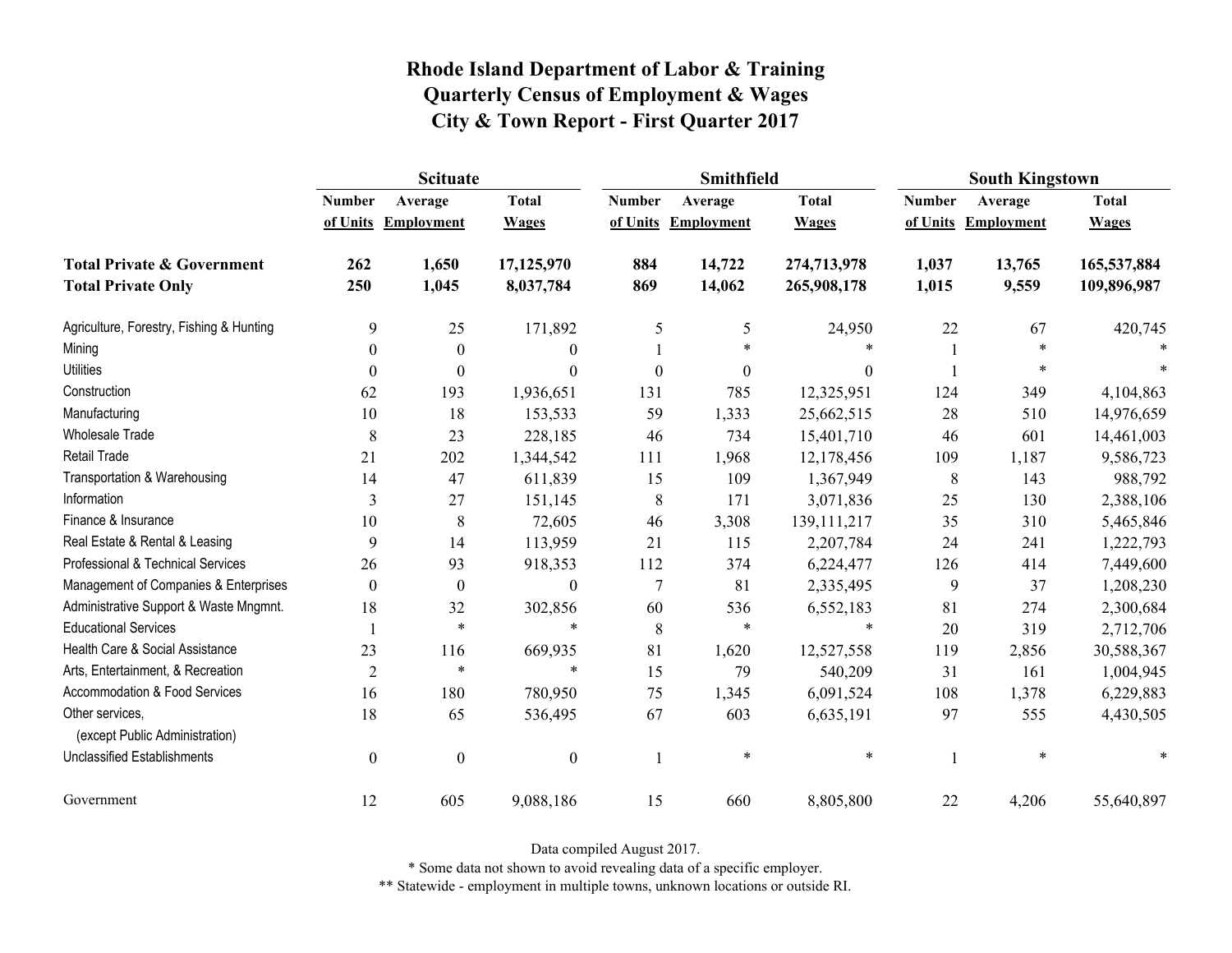# Rhode Island Department of Labor & Training
## Quarterly Census of Employment & Wages
## City & Town Report - First Quarter 2017

| | Scituate | | | Smithfield | | | South Kingstown | | |
|---|---|---|---|---|---|---|---|---|---|
| | Number of Units | Average Employment | Total Wages | Number of Units | Average Employment | Total Wages | Number of Units | Average Employment | Total Wages |
| **Total Private & Government** | **262** | **1,650** | **17,125,970** | **884** | **14,722** | **274,713,978** | **1,037** | **13,765** | **165,537,884** |
| **Total Private Only** | **250** | **1,045** | **8,037,784** | **869** | **14,062** | **265,908,178** | **1,015** | **9,559** | **109,896,987** |
| Agriculture, Forestry, Fishing & Hunting | 9 | 25 | 171,892 | 5 | 5 | 24,950 | 22 | 67 | 420,745 |
| Mining | 0 | 0 | 0 | 1 | * | * | 1 | * | * |
| Utilities | 0 | 0 | 0 | 0 | 0 | 0 | 1 | * | * |
| Construction | 62 | 193 | 1,936,651 | 131 | 785 | 12,325,951 | 124 | 349 | 4,104,863 |
| Manufacturing | 10 | 18 | 153,533 | 59 | 1,333 | 25,662,515 | 28 | 510 | 14,976,659 |
| Wholesale Trade | 8 | 23 | 228,185 | 46 | 734 | 15,401,710 | 46 | 601 | 14,461,003 |
| Retail Trade | 21 | 202 | 1,344,542 | 111 | 1,968 | 12,178,456 | 109 | 1,187 | 9,586,723 |
| Transportation & Warehousing | 14 | 47 | 611,839 | 15 | 109 | 1,367,949 | 8 | 143 | 988,792 |
| Information | 3 | 27 | 151,145 | 8 | 171 | 3,071,836 | 25 | 130 | 2,388,106 |
| Finance & Insurance | 10 | 8 | 72,605 | 46 | 3,308 | 139,111,217 | 35 | 310 | 5,465,846 |
| Real Estate & Rental & Leasing | 9 | 14 | 113,959 | 21 | 115 | 2,207,784 | 24 | 241 | 1,222,793 |
| Professional & Technical Services | 26 | 93 | 918,353 | 112 | 374 | 6,224,477 | 126 | 414 | 7,449,600 |
| Management of Companies & Enterprises | 0 | 0 | 0 | 7 | 81 | 2,335,495 | 9 | 37 | 1,208,230 |
| Administrative Support & Waste Mngmnt. | 18 | 32 | 302,856 | 60 | 536 | 6,552,183 | 81 | 274 | 2,300,684 |
| Educational Services | 1 | * | * | 8 | * | * | 20 | 319 | 2,712,706 |
| Health Care & Social Assistance | 23 | 116 | 669,935 | 81 | 1,620 | 12,527,558 | 119 | 2,856 | 30,588,367 |
| Arts, Entertainment, & Recreation | 2 | * | * | 15 | 79 | 540,209 | 31 | 161 | 1,004,945 |
| Accommodation & Food Services | 16 | 180 | 780,950 | 75 | 1,345 | 6,091,524 | 108 | 1,378 | 6,229,883 |
| Other services, (except Public Administration) | 18 | 65 | 536,495 | 67 | 603 | 6,635,191 | 97 | 555 | 4,430,505 |
| Unclassified Establishments | 0 | 0 | 0 | 1 | * | * | 1 | * | * |
| Government | 12 | 605 | 9,088,186 | 15 | 660 | 8,805,800 | 22 | 4,206 | 55,640,897 |

Data compiled August 2017.

* Some data not shown to avoid revealing data of a specific employer.

** Statewide - employment in multiple towns, unknown locations or outside RI.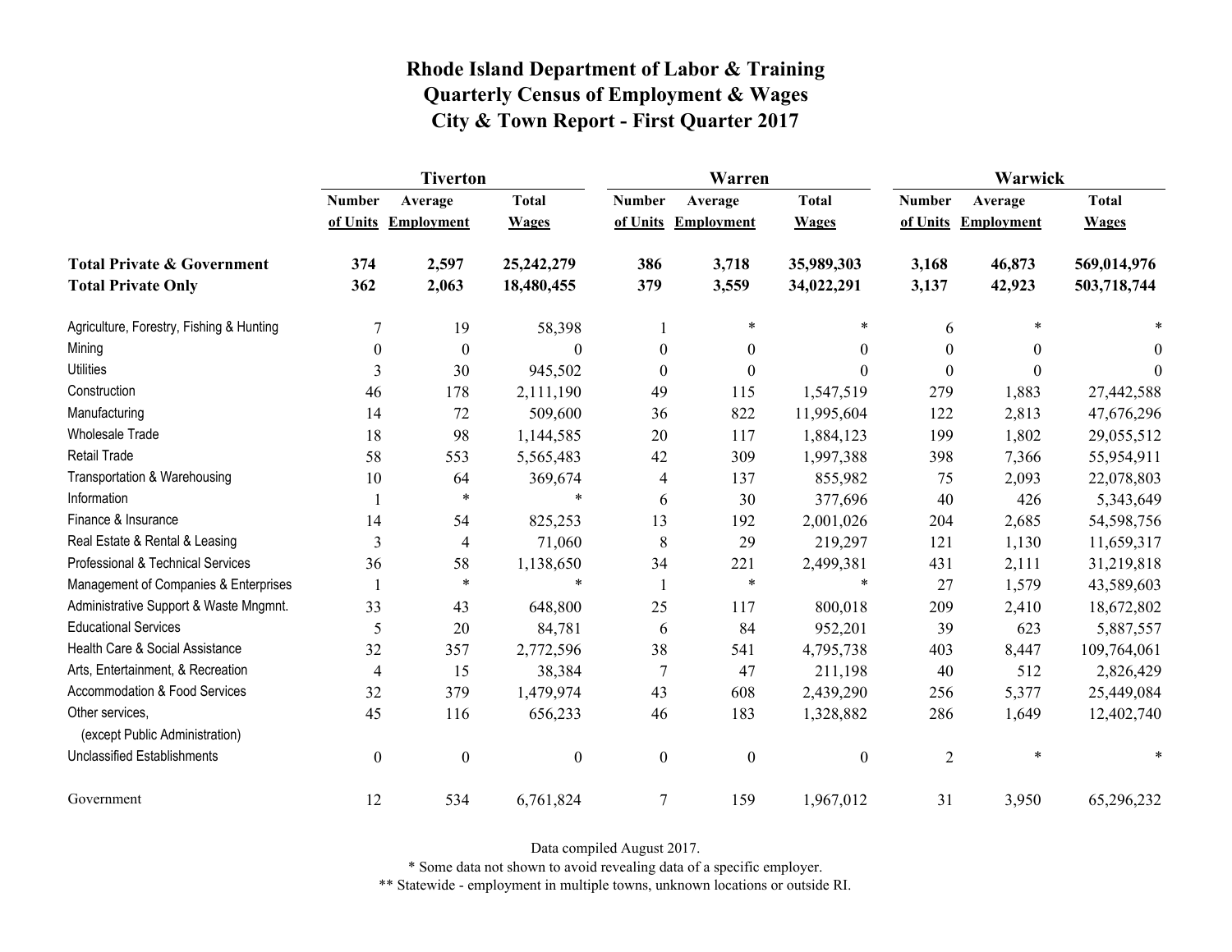# Rhode Island Department of Labor & Training
## Quarterly Census of Employment & Wages
## City & Town Report - First Quarter 2017

| | Tiverton | | | Warren | | | Warwick | | |
|---|---|---|---|---|---|---|---|---|---|
| | Number of Units | Average Employment | Total Wages | Number of Units | Average Employment | Total Wages | Number of Units | Average Employment | Total Wages |
| **Total Private & Government** | **374** | **2,597** | **25,242,279** | **386** | **3,718** | **35,989,303** | **3,168** | **46,873** | **569,014,976** |
| **Total Private Only** | **362** | **2,063** | **18,480,455** | **379** | **3,559** | **34,022,291** | **3,137** | **42,923** | **503,718,744** |
| Agriculture, Forestry, Fishing & Hunting | 7 | 19 | 58,398 | 1 | * | * | 6 | * | * |
| Mining | 0 | 0 | 0 | 0 | 0 | 0 | 0 | 0 | 0 |
| Utilities | 3 | 30 | 945,502 | 0 | 0 | 0 | 0 | 0 | 0 |
| Construction | 46 | 178 | 2,111,190 | 49 | 115 | 1,547,519 | 279 | 1,883 | 27,442,588 |
| Manufacturing | 14 | 72 | 509,600 | 36 | 822 | 11,995,604 | 122 | 2,813 | 47,676,296 |
| Wholesale Trade | 18 | 98 | 1,144,585 | 20 | 117 | 1,884,123 | 199 | 1,802 | 29,055,512 |
| Retail Trade | 58 | 553 | 5,565,483 | 42 | 309 | 1,997,388 | 398 | 7,366 | 55,954,911 |
| Transportation & Warehousing | 10 | 64 | 369,674 | 4 | 137 | 855,982 | 75 | 2,093 | 22,078,803 |
| Information | 1 | * | * | 6 | 30 | 377,696 | 40 | 426 | 5,343,649 |
| Finance & Insurance | 14 | 54 | 825,253 | 13 | 192 | 2,001,026 | 204 | 2,685 | 54,598,756 |
| Real Estate & Rental & Leasing | 3 | 4 | 71,060 | 8 | 29 | 219,297 | 121 | 1,130 | 11,659,317 |
| Professional & Technical Services | 36 | 58 | 1,138,650 | 34 | 221 | 2,499,381 | 431 | 2,111 | 31,219,818 |
| Management of Companies & Enterprises | 1 | * | * | 1 | * | * | 27 | 1,579 | 43,589,603 |
| Administrative Support & Waste Mngmnt. | 33 | 43 | 648,800 | 25 | 117 | 800,018 | 209 | 2,410 | 18,672,802 |
| Educational Services | 5 | 20 | 84,781 | 6 | 84 | 952,201 | 39 | 623 | 5,887,557 |
| Health Care & Social Assistance | 32 | 357 | 2,772,596 | 38 | 541 | 4,795,738 | 403 | 8,447 | 109,764,061 |
| Arts, Entertainment, & Recreation | 4 | 15 | 38,384 | 7 | 47 | 211,198 | 40 | 512 | 2,826,429 |
| Accommodation & Food Services | 32 | 379 | 1,479,974 | 43 | 608 | 2,439,290 | 256 | 5,377 | 25,449,084 |
| Other services, (except Public Administration) | 45 | 116 | 656,233 | 46 | 183 | 1,328,882 | 286 | 1,649 | 12,402,740 |
| Unclassified Establishments | 0 | 0 | 0 | 0 | 0 | 0 | 2 | * | * |
| Government | 12 | 534 | 6,761,824 | 7 | 159 | 1,967,012 | 31 | 3,950 | 65,296,232 |

Data compiled August 2017.

* Some data not shown to avoid revealing data of a specific employer.

** Statewide - employment in multiple towns, unknown locations or outside RI.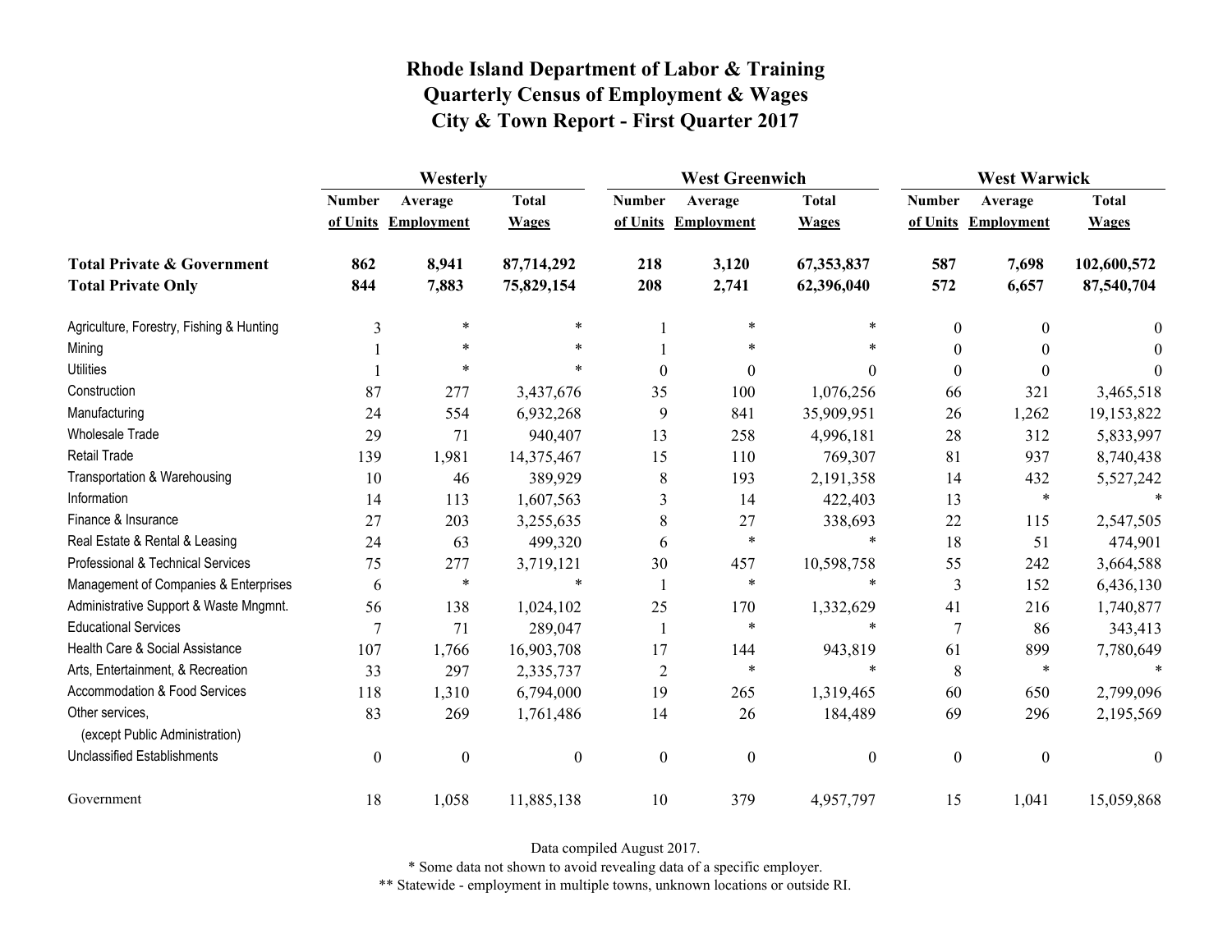# Rhode Island Department of Labor & Training
## Quarterly Census of Employment & Wages
## City & Town Report - First Quarter 2017

| | Westerly | | | West Greenwich | | | West Warwick | | |
|---|---|---|---|---|---|---|---|---|---|
| | Number of Units | Average Employment | Total Wages | Number of Units | Average Employment | Total Wages | Number of Units | Average Employment | Total Wages |
| **Total Private & Government** | **862** | **8,941** | **87,714,292** | **218** | **3,120** | **67,353,837** | **587** | **7,698** | **102,600,572** |
| **Total Private Only** | **844** | **7,883** | **75,829,154** | **208** | **2,741** | **62,396,040** | **572** | **6,657** | **87,540,704** |
| Agriculture, Forestry, Fishing & Hunting | 3 | * | * | 1 | * | * | 0 | 0 | 0 |
| Mining | 1 | * | * | 1 | * | * | 0 | 0 | 0 |
| Utilities | 1 | * | * | 0 | 0 | 0 | 0 | 0 | 0 |
| Construction | 87 | 277 | 3,437,676 | 35 | 100 | 1,076,256 | 66 | 321 | 3,465,518 |
| Manufacturing | 24 | 554 | 6,932,268 | 9 | 841 | 35,909,951 | 26 | 1,262 | 19,153,822 |
| Wholesale Trade | 29 | 71 | 940,407 | 13 | 258 | 4,996,181 | 28 | 312 | 5,833,997 |
| Retail Trade | 139 | 1,981 | 14,375,467 | 15 | 110 | 769,307 | 81 | 937 | 8,740,438 |
| Transportation & Warehousing | 10 | 46 | 389,929 | 8 | 193 | 2,191,358 | 14 | 432 | 5,527,242 |
| Information | 14 | 113 | 1,607,563 | 3 | 14 | 422,403 | 13 | * | * |
| Finance & Insurance | 27 | 203 | 3,255,635 | 8 | 27 | 338,693 | 22 | 115 | 2,547,505 |
| Real Estate & Rental & Leasing | 24 | 63 | 499,320 | 6 | * | * | 18 | 51 | 474,901 |
| Professional & Technical Services | 75 | 277 | 3,719,121 | 30 | 457 | 10,598,758 | 55 | 242 | 3,664,588 |
| Management of Companies & Enterprises | 6 | * | * | 1 | * | * | 3 | 152 | 6,436,130 |
| Administrative Support & Waste Mngmnt. | 56 | 138 | 1,024,102 | 25 | 170 | 1,332,629 | 41 | 216 | 1,740,877 |
| Educational Services | 7 | 71 | 289,047 | 1 | * | * | 7 | 86 | 343,413 |
| Health Care & Social Assistance | 107 | 1,766 | 16,903,708 | 17 | 144 | 943,819 | 61 | 899 | 7,780,649 |
| Arts, Entertainment, & Recreation | 33 | 297 | 2,335,737 | 2 | * | * | 8 | * | * |
| Accommodation & Food Services | 118 | 1,310 | 6,794,000 | 19 | 265 | 1,319,465 | 60 | 650 | 2,799,096 |
| Other services, (except Public Administration) | 83 | 269 | 1,761,486 | 14 | 26 | 184,489 | 69 | 296 | 2,195,569 |
| Unclassified Establishments | 0 | 0 | 0 | 0 | 0 | 0 | 0 | 0 | 0 |
| Government | 18 | 1,058 | 11,885,138 | 10 | 379 | 4,957,797 | 15 | 1,041 | 15,059,868 |

Data compiled August 2017.

* Some data not shown to avoid revealing data of a specific employer.

** Statewide - employment in multiple towns, unknown locations or outside RI.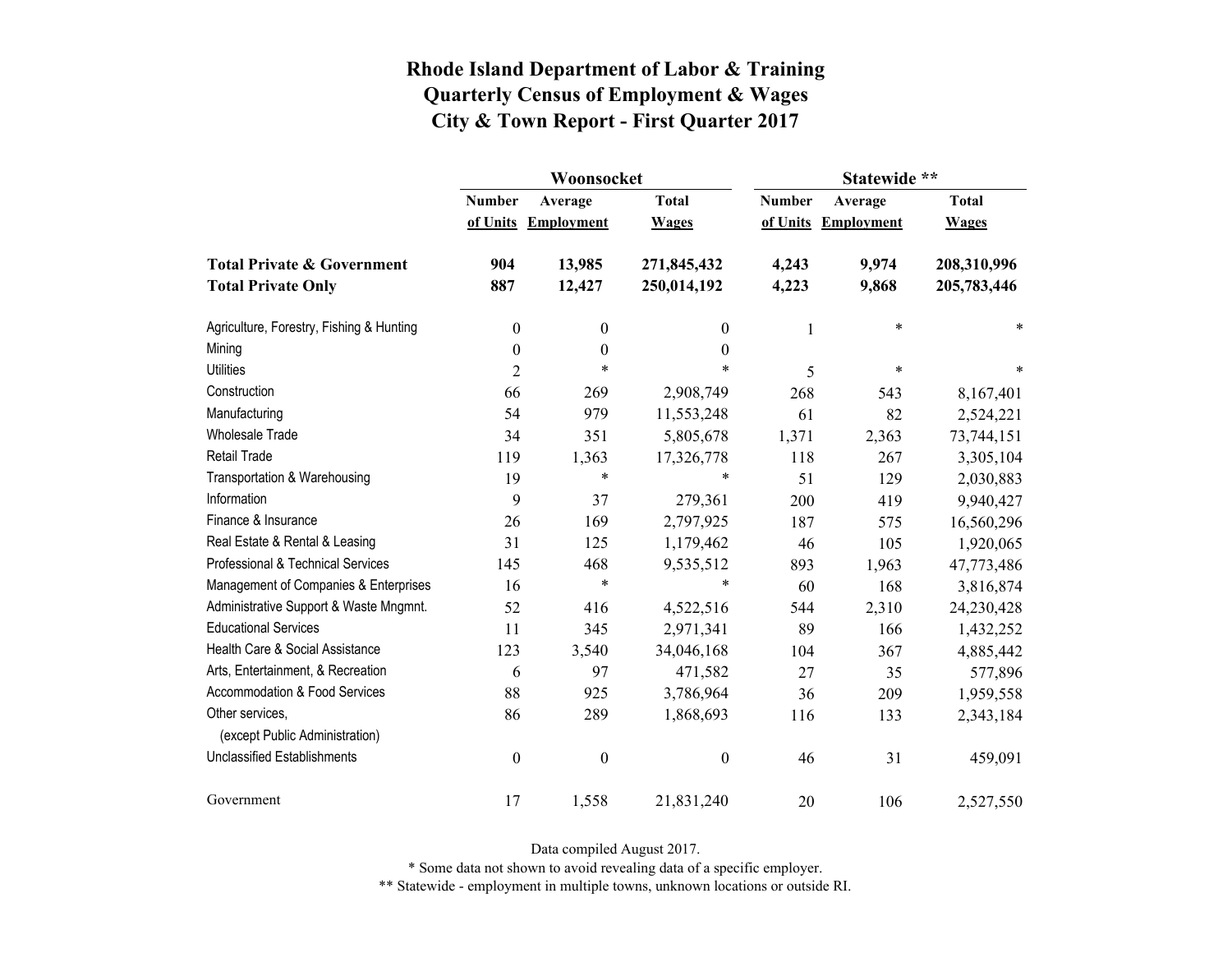# Rhode Island Department of Labor & Training
## Quarterly Census of Employment & Wages
## City & Town Report - First Quarter 2017

| | Woonsocket | | | Statewide ** | | |
|---|---|---|---|---|---|---|
| | Number of Units | Average Employment | Total Wages | Number of Units | Average Employment | Total Wages |
| **Total Private & Government** | **904** | **13,985** | **271,845,432** | **4,243** | **9,974** | **208,310,996** |
| **Total Private Only** | **887** | **12,427** | **250,014,192** | **4,223** | **9,868** | **205,783,446** |
| Agriculture, Forestry, Fishing & Hunting | 0 | 0 | 0 | 1 | * | * |
| Mining | 0 | 0 | 0 | | | |
| Utilities | 2 | * | * | 5 | * | * |
| Construction | 66 | 269 | 2,908,749 | 268 | 543 | 8,167,401 |
| Manufacturing | 54 | 979 | 11,553,248 | 61 | 82 | 2,524,221 |
| Wholesale Trade | 34 | 351 | 5,805,678 | 1,371 | 2,363 | 73,744,151 |
| Retail Trade | 119 | 1,363 | 17,326,778 | 118 | 267 | 3,305,104 |
| Transportation & Warehousing | 19 | * | * | 51 | 129 | 2,030,883 |
| Information | 9 | 37 | 279,361 | 200 | 419 | 9,940,427 |
| Finance & Insurance | 26 | 169 | 2,797,925 | 187 | 575 | 16,560,296 |
| Real Estate & Rental & Leasing | 31 | 125 | 1,179,462 | 46 | 105 | 1,920,065 |
| Professional & Technical Services | 145 | 468 | 9,535,512 | 893 | 1,963 | 47,773,486 |
| Management of Companies & Enterprises | 16 | * | * | 60 | 168 | 3,816,874 |
| Administrative Support & Waste Mngmnt. | 52 | 416 | 4,522,516 | 544 | 2,310 | 24,230,428 |
| Educational Services | 11 | 345 | 2,971,341 | 89 | 166 | 1,432,252 |
| Health Care & Social Assistance | 123 | 3,540 | 34,046,168 | 104 | 367 | 4,885,442 |
| Arts, Entertainment, & Recreation | 6 | 97 | 471,582 | 27 | 35 | 577,896 |
| Accommodation & Food Services | 88 | 925 | 3,786,964 | 36 | 209 | 1,959,558 |
| Other services, (except Public Administration) | 86 | 289 | 1,868,693 | 116 | 133 | 2,343,184 |
| Unclassified Establishments | 0 | 0 | 0 | 46 | 31 | 459,091 |
| Government | 17 | 1,558 | 21,831,240 | 20 | 106 | 2,527,550 |

Data compiled August 2017.

* Some data not shown to avoid revealing data of a specific employer.

** Statewide - employment in multiple towns, unknown locations or outside RI.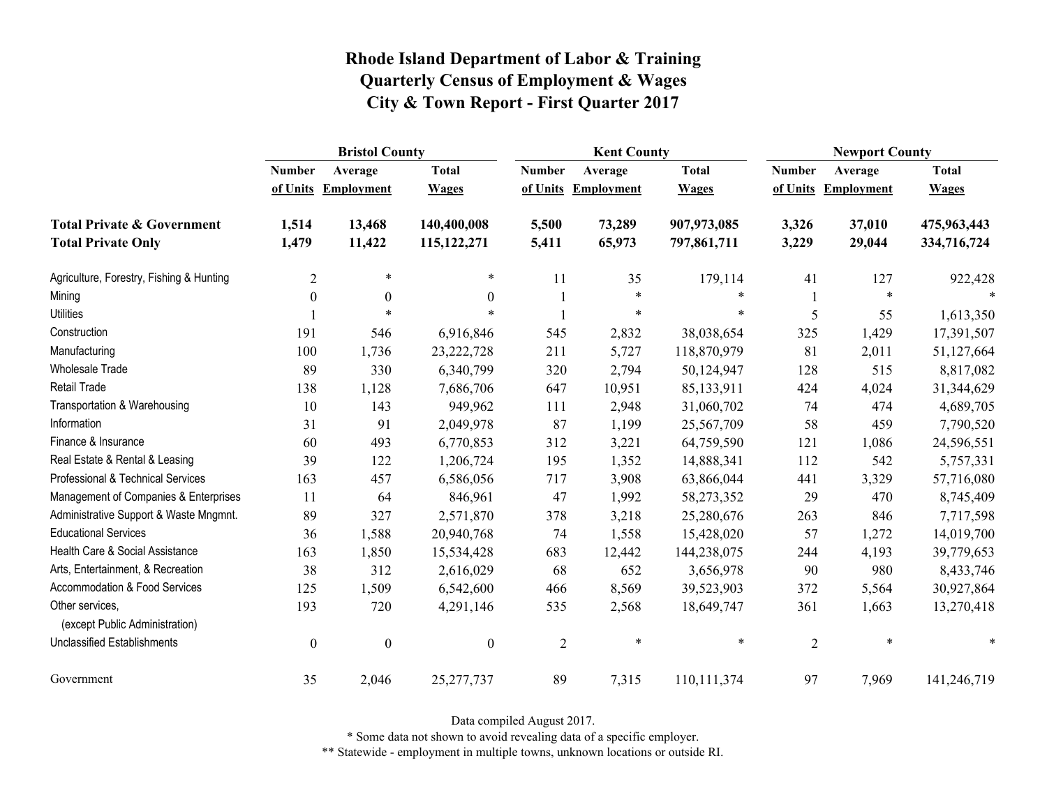# Rhode Island Department of Labor & Training
## Quarterly Census of Employment & Wages
## City & Town Report - First Quarter 2017

| | Bristol County | | | Kent County | | | Newport County | | |
|---|---|---|---|---|---|---|---|---|---|
| | Number of Units | Average Employment | Total Wages | Number of Units | Average Employment | Total Wages | Number of Units | Average Employment | Total Wages |
| **Total Private & Government** | **1,514** | **13,468** | **140,400,008** | **5,500** | **73,289** | **907,973,085** | **3,326** | **37,010** | **475,963,443** |
| **Total Private Only** | **1,479** | **11,422** | **115,122,271** | **5,411** | **65,973** | **797,861,711** | **3,229** | **29,044** | **334,716,724** |
| Agriculture, Forestry, Fishing & Hunting | 2 | * | * | 11 | 35 | 179,114 | 41 | 127 | 922,428 |
| Mining | 0 | 0 | 0 | 1 | * | * | 1 | * | * |
| Utilities | 1 | * | * | 1 | * | * | 5 | 55 | 1,613,350 |
| Construction | 191 | 546 | 6,916,846 | 545 | 2,832 | 38,038,654 | 325 | 1,429 | 17,391,507 |
| Manufacturing | 100 | 1,736 | 23,222,728 | 211 | 5,727 | 118,870,979 | 81 | 2,011 | 51,127,664 |
| Wholesale Trade | 89 | 330 | 6,340,799 | 320 | 2,794 | 50,124,947 | 128 | 515 | 8,817,082 |
| Retail Trade | 138 | 1,128 | 7,686,706 | 647 | 10,951 | 85,133,911 | 424 | 4,024 | 31,344,629 |
| Transportation & Warehousing | 10 | 143 | 949,962 | 111 | 2,948 | 31,060,702 | 74 | 474 | 4,689,705 |
| Information | 31 | 91 | 2,049,978 | 87 | 1,199 | 25,567,709 | 58 | 459 | 7,790,520 |
| Finance & Insurance | 60 | 493 | 6,770,853 | 312 | 3,221 | 64,759,590 | 121 | 1,086 | 24,596,551 |
| Real Estate & Rental & Leasing | 39 | 122 | 1,206,724 | 195 | 1,352 | 14,888,341 | 112 | 542 | 5,757,331 |
| Professional & Technical Services | 163 | 457 | 6,586,056 | 717 | 3,908 | 63,866,044 | 441 | 3,329 | 57,716,080 |
| Management of Companies & Enterprises | 11 | 64 | 846,961 | 47 | 1,992 | 58,273,352 | 29 | 470 | 8,745,409 |
| Administrative Support & Waste Mngmnt. | 89 | 327 | 2,571,870 | 378 | 3,218 | 25,280,676 | 263 | 846 | 7,717,598 |
| Educational Services | 36 | 1,588 | 20,940,768 | 74 | 1,558 | 15,428,020 | 57 | 1,272 | 14,019,700 |
| Health Care & Social Assistance | 163 | 1,850 | 15,534,428 | 683 | 12,442 | 144,238,075 | 244 | 4,193 | 39,779,653 |
| Arts, Entertainment, & Recreation | 38 | 312 | 2,616,029 | 68 | 652 | 3,656,978 | 90 | 980 | 8,433,746 |
| Accommodation & Food Services | 125 | 1,509 | 6,542,600 | 466 | 8,569 | 39,523,903 | 372 | 5,564 | 30,927,864 |
| Other services, (except Public Administration) | 193 | 720 | 4,291,146 | 535 | 2,568 | 18,649,747 | 361 | 1,663 | 13,270,418 |
| Unclassified Establishments | 0 | 0 | 0 | 2 | * | * | 2 | * | * |
| Government | 35 | 2,046 | 25,277,737 | 89 | 7,315 | 110,111,374 | 97 | 7,969 | 141,246,719 |

Data compiled August 2017.

* Some data not shown to avoid revealing data of a specific employer.

** Statewide - employment in multiple towns, unknown locations or outside RI.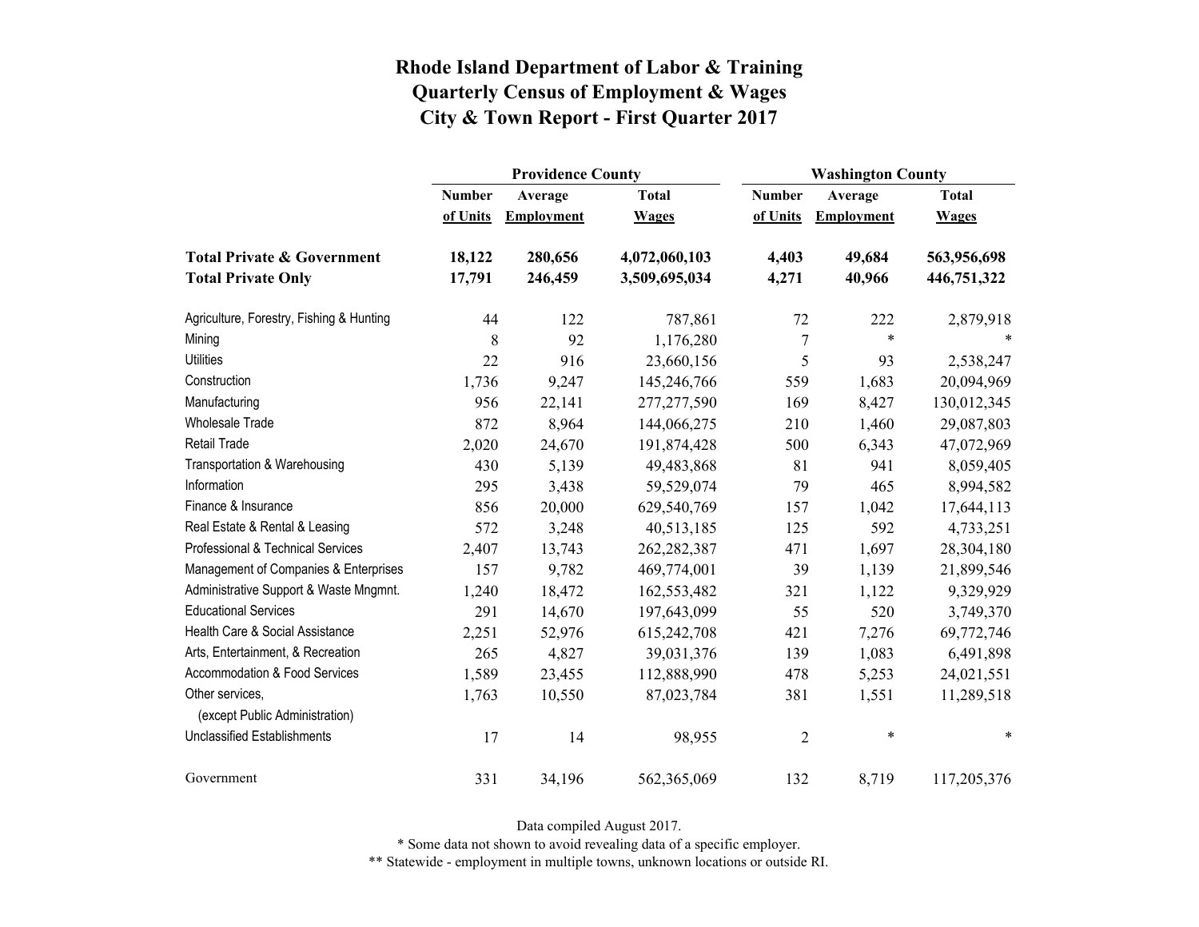# Rhode Island Department of Labor & Training
# Quarterly Census of Employment & Wages
# City & Town Report - First Quarter 2017

| | Providence County | | | Washington County | | |
|---|---|---|---|---|---|---|
| | Number of Units | Average Employment | Total Wages | Number of Units | Average Employment | Total Wages |
| **Total Private & Government** | **18,122** | **280,656** | **4,072,060,103** | **4,403** | **49,684** | **563,956,698** |
| **Total Private Only** | **17,791** | **246,459** | **3,509,695,034** | **4,271** | **40,966** | **446,751,322** |
| Agriculture, Forestry, Fishing & Hunting | 44 | 122 | 787,861 | 72 | 222 | 2,879,918 |
| Mining | 8 | 92 | 1,176,280 | 7 | * | * |
| Utilities | 22 | 916 | 23,660,156 | 5 | 93 | 2,538,247 |
| Construction | 1,736 | 9,247 | 145,246,766 | 559 | 1,683 | 20,094,969 |
| Manufacturing | 956 | 22,141 | 277,277,590 | 169 | 8,427 | 130,012,345 |
| Wholesale Trade | 872 | 8,964 | 144,066,275 | 210 | 1,460 | 29,087,803 |
| Retail Trade | 2,020 | 24,670 | 191,874,428 | 500 | 6,343 | 47,072,969 |
| Transportation & Warehousing | 430 | 5,139 | 49,483,868 | 81 | 941 | 8,059,405 |
| Information | 295 | 3,438 | 59,529,074 | 79 | 465 | 8,994,582 |
| Finance & Insurance | 856 | 20,000 | 629,540,769 | 157 | 1,042 | 17,644,113 |
| Real Estate & Rental & Leasing | 572 | 3,248 | 40,513,185 | 125 | 592 | 4,733,251 |
| Professional & Technical Services | 2,407 | 13,743 | 262,282,387 | 471 | 1,697 | 28,304,180 |
| Management of Companies & Enterprises | 157 | 9,782 | 469,774,001 | 39 | 1,139 | 21,899,546 |
| Administrative Support & Waste Mngmnt. | 1,240 | 18,472 | 162,553,482 | 321 | 1,122 | 9,329,929 |
| Educational Services | 291 | 14,670 | 197,643,099 | 55 | 520 | 3,749,370 |
| Health Care & Social Assistance | 2,251 | 52,976 | 615,242,708 | 421 | 7,276 | 69,772,746 |
| Arts, Entertainment, & Recreation | 265 | 4,827 | 39,031,376 | 139 | 1,083 | 6,491,898 |
| Accommodation & Food Services | 1,589 | 23,455 | 112,888,990 | 478 | 5,253 | 24,021,551 |
| Other services, (except Public Administration) | 1,763 | 10,550 | 87,023,784 | 381 | 1,551 | 11,289,518 |
| Unclassified Establishments | 17 | 14 | 98,955 | 2 | * | * |
| Government | 331 | 34,196 | 562,365,069 | 132 | 8,719 | 117,205,376 |

Data compiled August 2017.

* Some data not shown to avoid revealing data of a specific employer.

** Statewide - employment in multiple towns, unknown locations or outside RI.